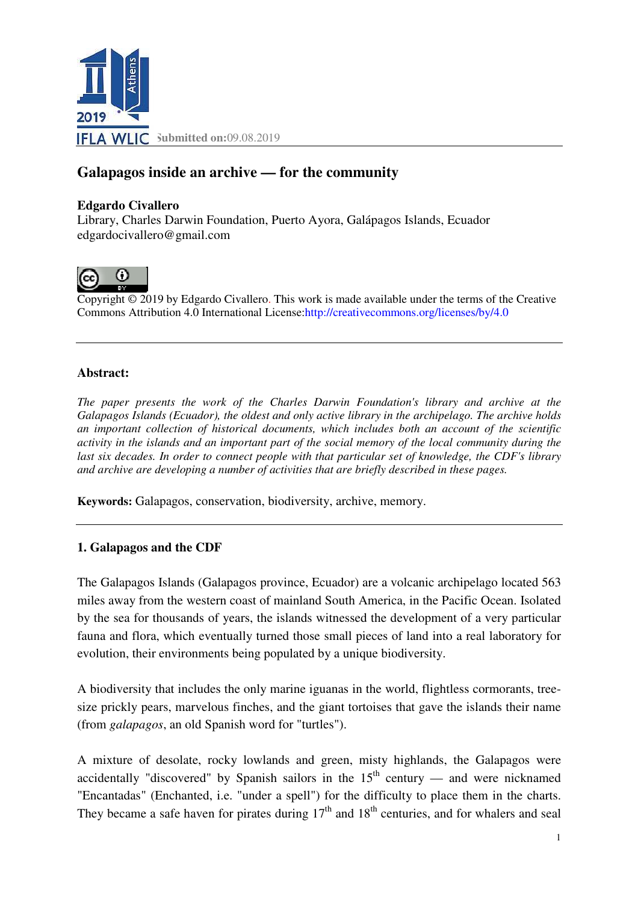Submitted on: 09.08.2019

# Galapagos inside an archive — for the community

**Edgardo Civallero**
Library, Charles Darwin Foundation, Puerto Ayora, Galápagos Islands, Ecuador
edgardocivallero@gmail.com

Copyright © 2019 by Edgardo Civallero. This work is made available under the terms of the Creative Commons Attribution 4.0 International License: http://creativecommons.org/licenses/by/4.0

---

**Abstract:**

*The paper presents the work of the Charles Darwin Foundation's library and archive at the Galapagos Islands (Ecuador), the oldest and only active library in the archipelago. The archive holds an important collection of historical documents, which includes both an account of the scientific activity in the islands and an important part of the social memory of the local community during the last six decades. In order to connect people with that particular set of knowledge, the CDF's library and archive are developing a number of activities that are briefly described in these pages.*

**Keywords:** Galapagos, conservation, biodiversity, archive, memory.

---

## 1. Galapagos and the CDF

The Galapagos Islands (Galapagos province, Ecuador) are a volcanic archipelago located 563 miles away from the western coast of mainland South America, in the Pacific Ocean. Isolated by the sea for thousands of years, the islands witnessed the development of a very particular fauna and flora, which eventually turned those small pieces of land into a real laboratory for evolution, their environments being populated by a unique biodiversity.

A biodiversity that includes the only marine iguanas in the world, flightless cormorants, tree-size prickly pears, marvelous finches, and the giant tortoises that gave the islands their name (from *galapagos*, an old Spanish word for "turtles").

A mixture of desolate, rocky lowlands and green, misty highlands, the Galapagos were accidentally "discovered" by Spanish sailors in the 15th century — and were nicknamed "Encantadas" (Enchanted, i.e. "under a spell") for the difficulty to place them in the charts. They became a safe haven for pirates during 17th and 18th centuries, and for whalers and seal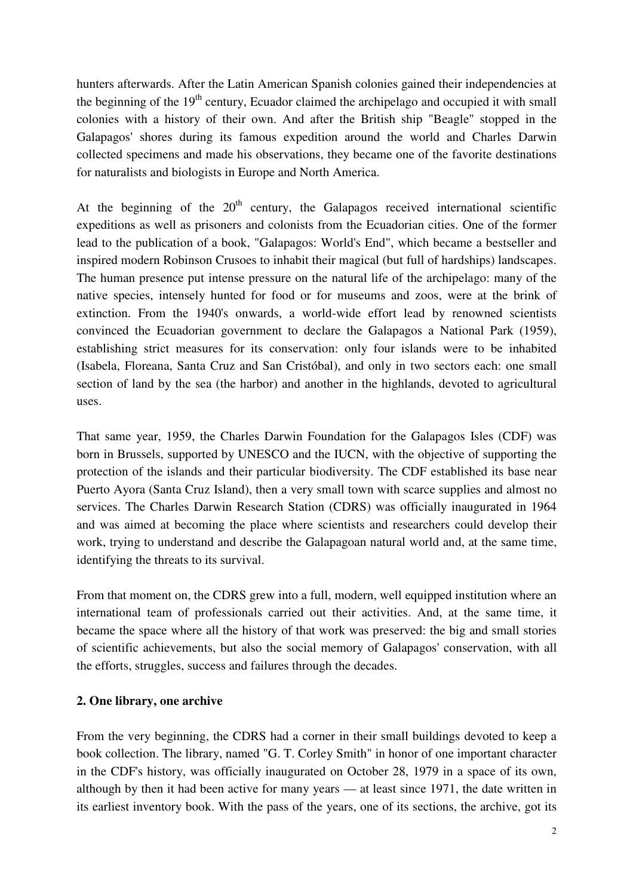hunters afterwards. After the Latin American Spanish colonies gained their independencies at the beginning of the 19th century, Ecuador claimed the archipelago and occupied it with small colonies with a history of their own. And after the British ship "Beagle" stopped in the Galapagos' shores during its famous expedition around the world and Charles Darwin collected specimens and made his observations, they became one of the favorite destinations for naturalists and biologists in Europe and North America.

At the beginning of the 20th century, the Galapagos received international scientific expeditions as well as prisoners and colonists from the Ecuadorian cities. One of the former lead to the publication of a book, "Galapagos: World's End", which became a bestseller and inspired modern Robinson Crusoes to inhabit their magical (but full of hardships) landscapes. The human presence put intense pressure on the natural life of the archipelago: many of the native species, intensely hunted for food or for museums and zoos, were at the brink of extinction. From the 1940's onwards, a world-wide effort lead by renowned scientists convinced the Ecuadorian government to declare the Galapagos a National Park (1959), establishing strict measures for its conservation: only four islands were to be inhabited (Isabela, Floreana, Santa Cruz and San Cristóbal), and only in two sectors each: one small section of land by the sea (the harbor) and another in the highlands, devoted to agricultural uses.

That same year, 1959, the Charles Darwin Foundation for the Galapagos Isles (CDF) was born in Brussels, supported by UNESCO and the IUCN, with the objective of supporting the protection of the islands and their particular biodiversity. The CDF established its base near Puerto Ayora (Santa Cruz Island), then a very small town with scarce supplies and almost no services. The Charles Darwin Research Station (CDRS) was officially inaugurated in 1964 and was aimed at becoming the place where scientists and researchers could develop their work, trying to understand and describe the Galapagoan natural world and, at the same time, identifying the threats to its survival.

From that moment on, the CDRS grew into a full, modern, well equipped institution where an international team of professionals carried out their activities. And, at the same time, it became the space where all the history of that work was preserved: the big and small stories of scientific achievements, but also the social memory of Galapagos' conservation, with all the efforts, struggles, success and failures through the decades.

## 2. One library, one archive

From the very beginning, the CDRS had a corner in their small buildings devoted to keep a book collection. The library, named "G. T. Corley Smith" in honor of one important character in the CDF's history, was officially inaugurated on October 28, 1979 in a space of its own, although by then it had been active for many years — at least since 1971, the date written in its earliest inventory book. With the pass of the years, one of its sections, the archive, got its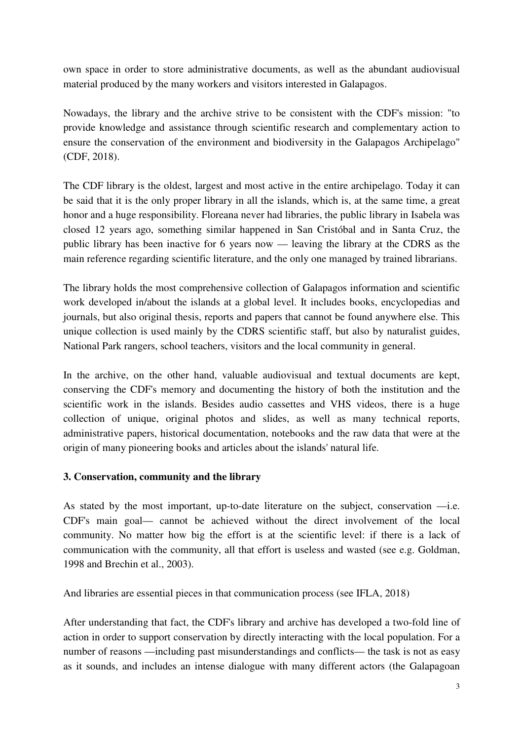own space in order to store administrative documents, as well as the abundant audiovisual material produced by the many workers and visitors interested in Galapagos.

Nowadays, the library and the archive strive to be consistent with the CDF's mission: "to provide knowledge and assistance through scientific research and complementary action to ensure the conservation of the environment and biodiversity in the Galapagos Archipelago" (CDF, 2018).

The CDF library is the oldest, largest and most active in the entire archipelago. Today it can be said that it is the only proper library in all the islands, which is, at the same time, a great honor and a huge responsibility. Floreana never had libraries, the public library in Isabela was closed 12 years ago, something similar happened in San Cristóbal and in Santa Cruz, the public library has been inactive for 6 years now — leaving the library at the CDRS as the main reference regarding scientific literature, and the only one managed by trained librarians.

The library holds the most comprehensive collection of Galapagos information and scientific work developed in/about the islands at a global level. It includes books, encyclopedias and journals, but also original thesis, reports and papers that cannot be found anywhere else. This unique collection is used mainly by the CDRS scientific staff, but also by naturalist guides, National Park rangers, school teachers, visitors and the local community in general.

In the archive, on the other hand, valuable audiovisual and textual documents are kept, conserving the CDF's memory and documenting the history of both the institution and the scientific work in the islands. Besides audio cassettes and VHS videos, there is a huge collection of unique, original photos and slides, as well as many technical reports, administrative papers, historical documentation, notebooks and the raw data that were at the origin of many pioneering books and articles about the islands' natural life.

## 3. Conservation, community and the library

As stated by the most important, up-to-date literature on the subject, conservation —i.e. CDF's main goal— cannot be achieved without the direct involvement of the local community. No matter how big the effort is at the scientific level: if there is a lack of communication with the community, all that effort is useless and wasted (see e.g. Goldman, 1998 and Brechin et al., 2003).

And libraries are essential pieces in that communication process (see IFLA, 2018)

After understanding that fact, the CDF's library and archive has developed a two-fold line of action in order to support conservation by directly interacting with the local population. For a number of reasons —including past misunderstandings and conflicts— the task is not as easy as it sounds, and includes an intense dialogue with many different actors (the Galapagoan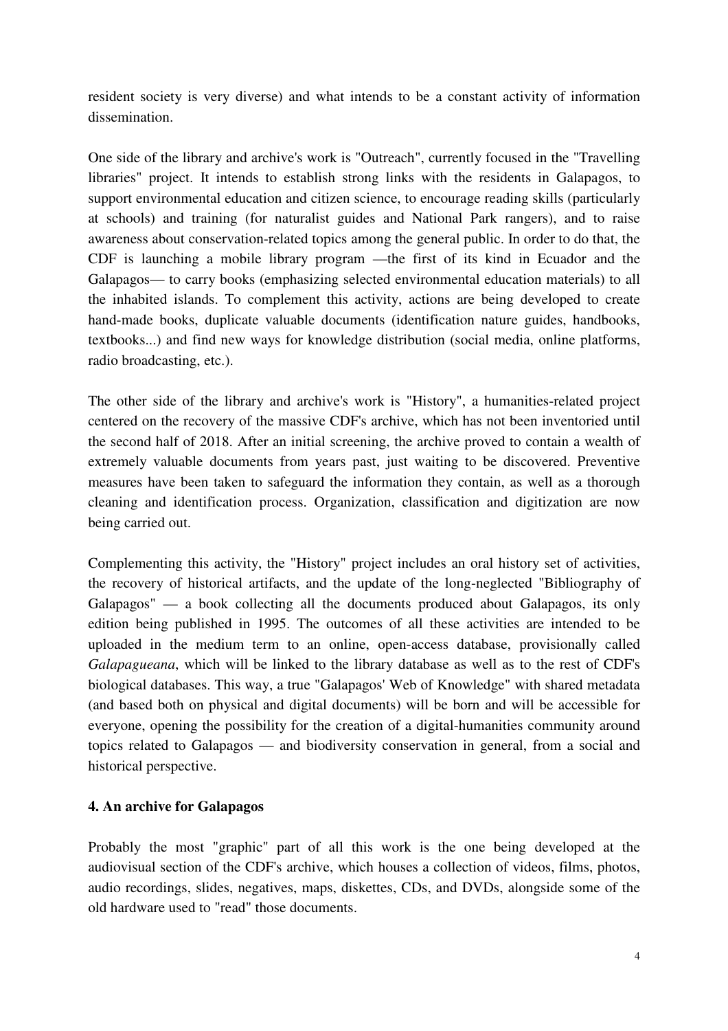resident society is very diverse) and what intends to be a constant activity of information dissemination.

One side of the library and archive's work is "Outreach", currently focused in the "Travelling libraries" project. It intends to establish strong links with the residents in Galapagos, to support environmental education and citizen science, to encourage reading skills (particularly at schools) and training (for naturalist guides and National Park rangers), and to raise awareness about conservation-related topics among the general public. In order to do that, the CDF is launching a mobile library program —the first of its kind in Ecuador and the Galapagos— to carry books (emphasizing selected environmental education materials) to all the inhabited islands. To complement this activity, actions are being developed to create hand-made books, duplicate valuable documents (identification nature guides, handbooks, textbooks...) and find new ways for knowledge distribution (social media, online platforms, radio broadcasting, etc.).

The other side of the library and archive's work is "History", a humanities-related project centered on the recovery of the massive CDF's archive, which has not been inventoried until the second half of 2018. After an initial screening, the archive proved to contain a wealth of extremely valuable documents from years past, just waiting to be discovered. Preventive measures have been taken to safeguard the information they contain, as well as a thorough cleaning and identification process. Organization, classification and digitization are now being carried out.

Complementing this activity, the "History" project includes an oral history set of activities, the recovery of historical artifacts, and the update of the long-neglected "Bibliography of Galapagos" — a book collecting all the documents produced about Galapagos, its only edition being published in 1995. The outcomes of all these activities are intended to be uploaded in the medium term to an online, open-access database, provisionally called *Galapagueana*, which will be linked to the library database as well as to the rest of CDF's biological databases. This way, a true "Galapagos' Web of Knowledge" with shared metadata (and based both on physical and digital documents) will be born and will be accessible for everyone, opening the possibility for the creation of a digital-humanities community around topics related to Galapagos — and biodiversity conservation in general, from a social and historical perspective.

## 4. An archive for Galapagos

Probably the most "graphic" part of all this work is the one being developed at the audiovisual section of the CDF's archive, which houses a collection of videos, films, photos, audio recordings, slides, negatives, maps, diskettes, CDs, and DVDs, alongside some of the old hardware used to "read" those documents.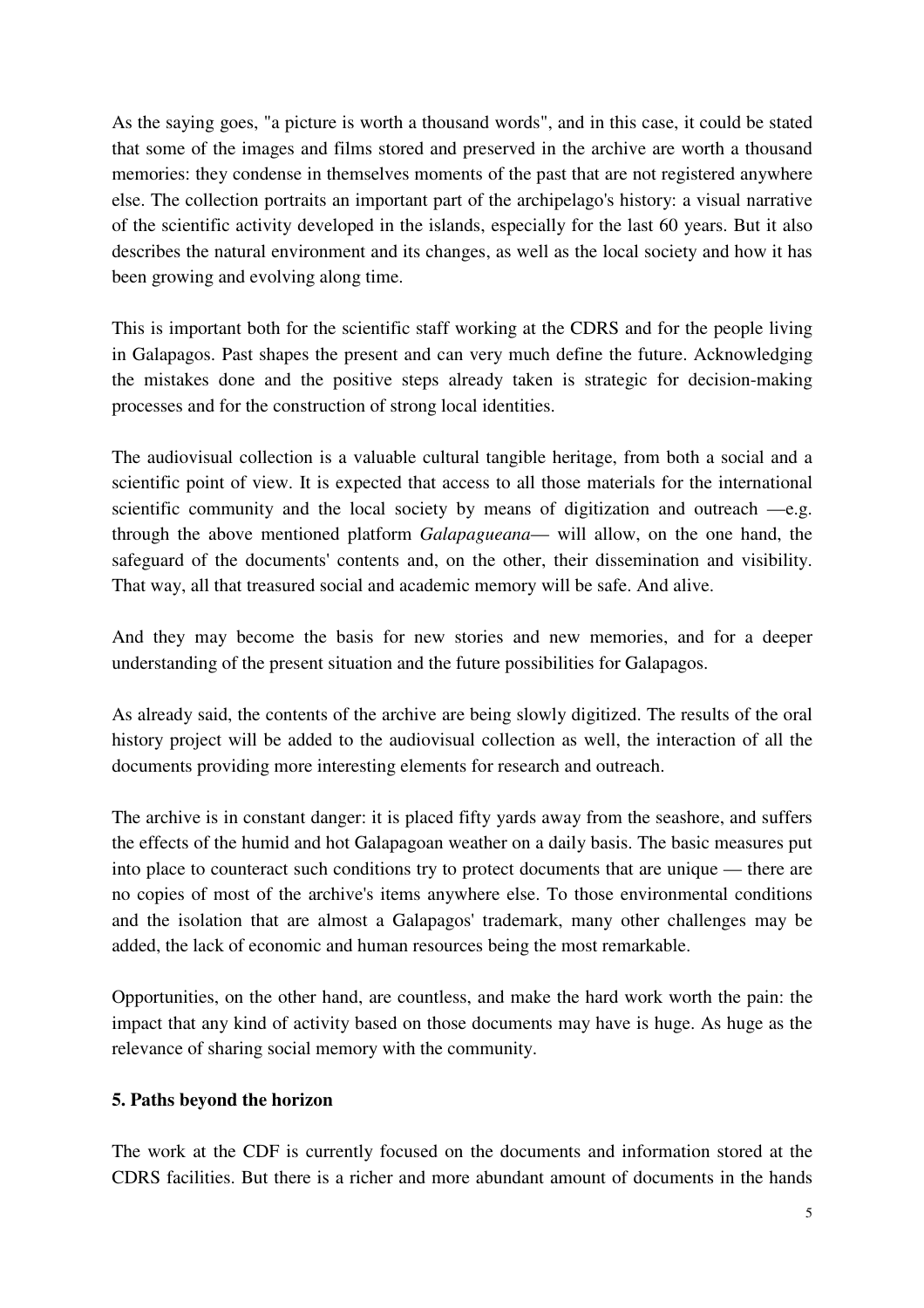As the saying goes, "a picture is worth a thousand words", and in this case, it could be stated that some of the images and films stored and preserved in the archive are worth a thousand memories: they condense in themselves moments of the past that are not registered anywhere else. The collection portraits an important part of the archipelago's history: a visual narrative of the scientific activity developed in the islands, especially for the last 60 years. But it also describes the natural environment and its changes, as well as the local society and how it has been growing and evolving along time.

This is important both for the scientific staff working at the CDRS and for the people living in Galapagos. Past shapes the present and can very much define the future. Acknowledging the mistakes done and the positive steps already taken is strategic for decision-making processes and for the construction of strong local identities.

The audiovisual collection is a valuable cultural tangible heritage, from both a social and a scientific point of view. It is expected that access to all those materials for the international scientific community and the local society by means of digitization and outreach —e.g. through the above mentioned platform *Galapagueana*— will allow, on the one hand, the safeguard of the documents' contents and, on the other, their dissemination and visibility. That way, all that treasured social and academic memory will be safe. And alive.

And they may become the basis for new stories and new memories, and for a deeper understanding of the present situation and the future possibilities for Galapagos.

As already said, the contents of the archive are being slowly digitized. The results of the oral history project will be added to the audiovisual collection as well, the interaction of all the documents providing more interesting elements for research and outreach.

The archive is in constant danger: it is placed fifty yards away from the seashore, and suffers the effects of the humid and hot Galapagoan weather on a daily basis. The basic measures put into place to counteract such conditions try to protect documents that are unique — there are no copies of most of the archive's items anywhere else. To those environmental conditions and the isolation that are almost a Galapagos' trademark, many other challenges may be added, the lack of economic and human resources being the most remarkable.

Opportunities, on the other hand, are countless, and make the hard work worth the pain: the impact that any kind of activity based on those documents may have is huge. As huge as the relevance of sharing social memory with the community.

## 5. Paths beyond the horizon

The work at the CDF is currently focused on the documents and information stored at the CDRS facilities. But there is a richer and more abundant amount of documents in the hands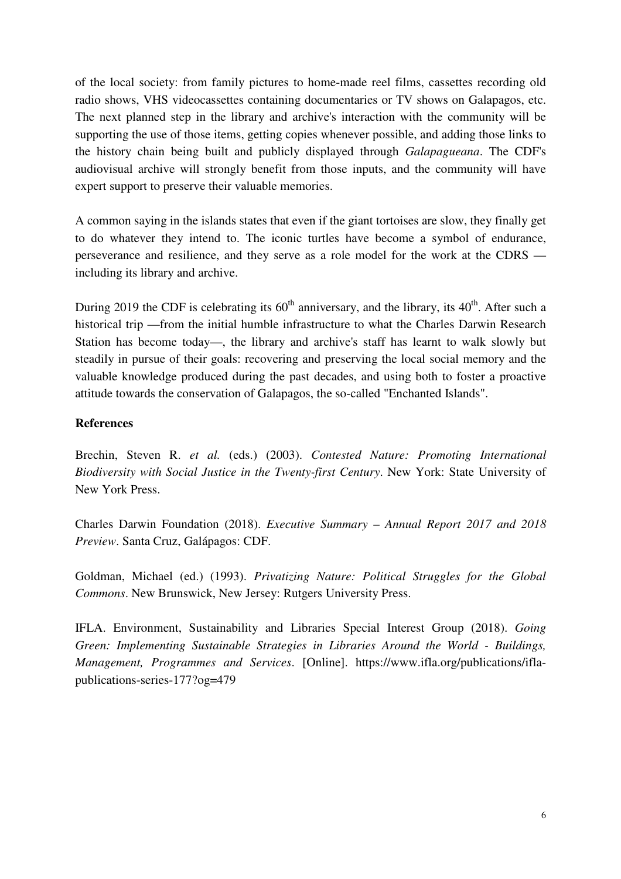of the local society: from family pictures to home-made reel films, cassettes recording old radio shows, VHS videocassettes containing documentaries or TV shows on Galapagos, etc. The next planned step in the library and archive's interaction with the community will be supporting the use of those items, getting copies whenever possible, and adding those links to the history chain being built and publicly displayed through *Galapagueana*. The CDF's audiovisual archive will strongly benefit from those inputs, and the community will have expert support to preserve their valuable memories.

A common saying in the islands states that even if the giant tortoises are slow, they finally get to do whatever they intend to. The iconic turtles have become a symbol of endurance, perseverance and resilience, and they serve as a role model for the work at the CDRS — including its library and archive.

During 2019 the CDF is celebrating its 60th anniversary, and the library, its 40th. After such a historical trip —from the initial humble infrastructure to what the Charles Darwin Research Station has become today—, the library and archive's staff has learnt to walk slowly but steadily in pursue of their goals: recovering and preserving the local social memory and the valuable knowledge produced during the past decades, and using both to foster a proactive attitude towards the conservation of Galapagos, the so-called "Enchanted Islands".

**References**

Brechin, Steven R. *et al.* (eds.) (2003). *Contested Nature: Promoting International Biodiversity with Social Justice in the Twenty-first Century*. New York: State University of New York Press.

Charles Darwin Foundation (2018). *Executive Summary – Annual Report 2017 and 2018 Preview*. Santa Cruz, Galápagos: CDF.

Goldman, Michael (ed.) (1993). *Privatizing Nature: Political Struggles for the Global Commons*. New Brunswick, New Jersey: Rutgers University Press.

IFLA. Environment, Sustainability and Libraries Special Interest Group (2018). *Going Green: Implementing Sustainable Strategies in Libraries Around the World - Buildings, Management, Programmes and Services*. [Online]. https://www.ifla.org/publications/ifla-publications-series-177?og=479